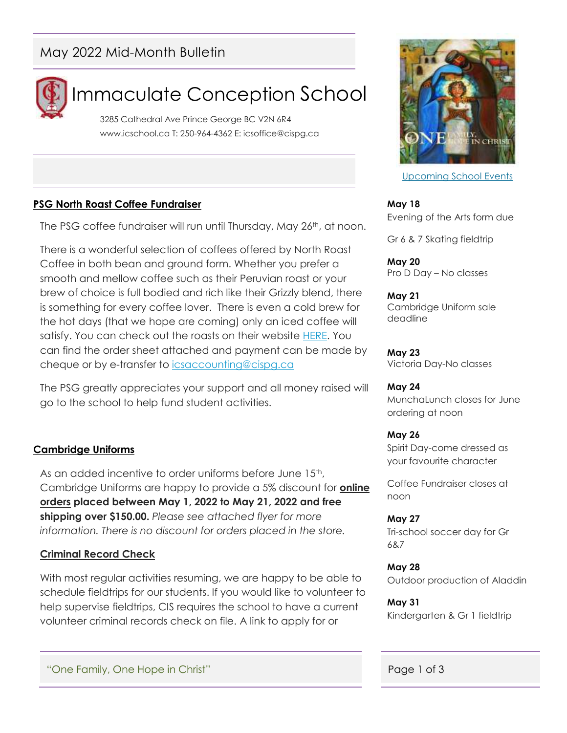May 2022 Mid-Month Bulletin

# Immaculate Conception School

3285 Cathedral Ave Prince George BC V2N 6R4
www.icschool.ca T: 250-964-4362 E: icsoffice@cispg.ca

## PSG North Roast Coffee Fundraiser

The PSG coffee fundraiser will run until Thursday, May 26th, at noon.

There is a wonderful selection of coffees offered by North Roast Coffee in both bean and ground form. Whether you prefer a smooth and mellow coffee such as their Peruvian roast or your brew of choice is full bodied and rich like their Grizzly blend, there is something for every coffee lover. There is even a cold brew for the hot days (that we hope are coming) only an iced coffee will satisfy. You can check out the roasts on their website HERE. You can find the order sheet attached and payment can be made by cheque or by e-transfer to icsaccounting@cispg.ca

The PSG greatly appreciates your support and all money raised will go to the school to help fund student activities.

## Cambridge Uniforms

As an added incentive to order uniforms before June 15th, Cambridge Uniforms are happy to provide a 5% discount for **online orders placed between May 1, 2022 to May 21, 2022 and free shipping over $150.00.** *Please see attached flyer for more information. There is no discount for orders placed in the store.*

## Criminal Record Check

With most regular activities resuming, we are happy to be able to schedule fieldtrips for our students. If you would like to volunteer to help supervise fieldtrips, CIS requires the school to have a current volunteer criminal records check on file. A link to apply for or

## Upcoming School Events

**May 18**
Evening of the Arts form due

Gr 6 & 7 Skating fieldtrip

**May 20**
Pro D Day – No classes

**May 21**
Cambridge Uniform sale deadline

**May 23**
Victoria Day-No classes

**May 24**
MunchaLunch closes for June ordering at noon

**May 26**
Spirit Day-come dressed as your favourite character

Coffee Fundraiser closes at noon

**May 27**
Tri-school soccer day for Gr 6&7

**May 28**
Outdoor production of Aladdin

**May 31**
Kindergarten & Gr 1 fieldtrip

"One Family, One Hope in Christ"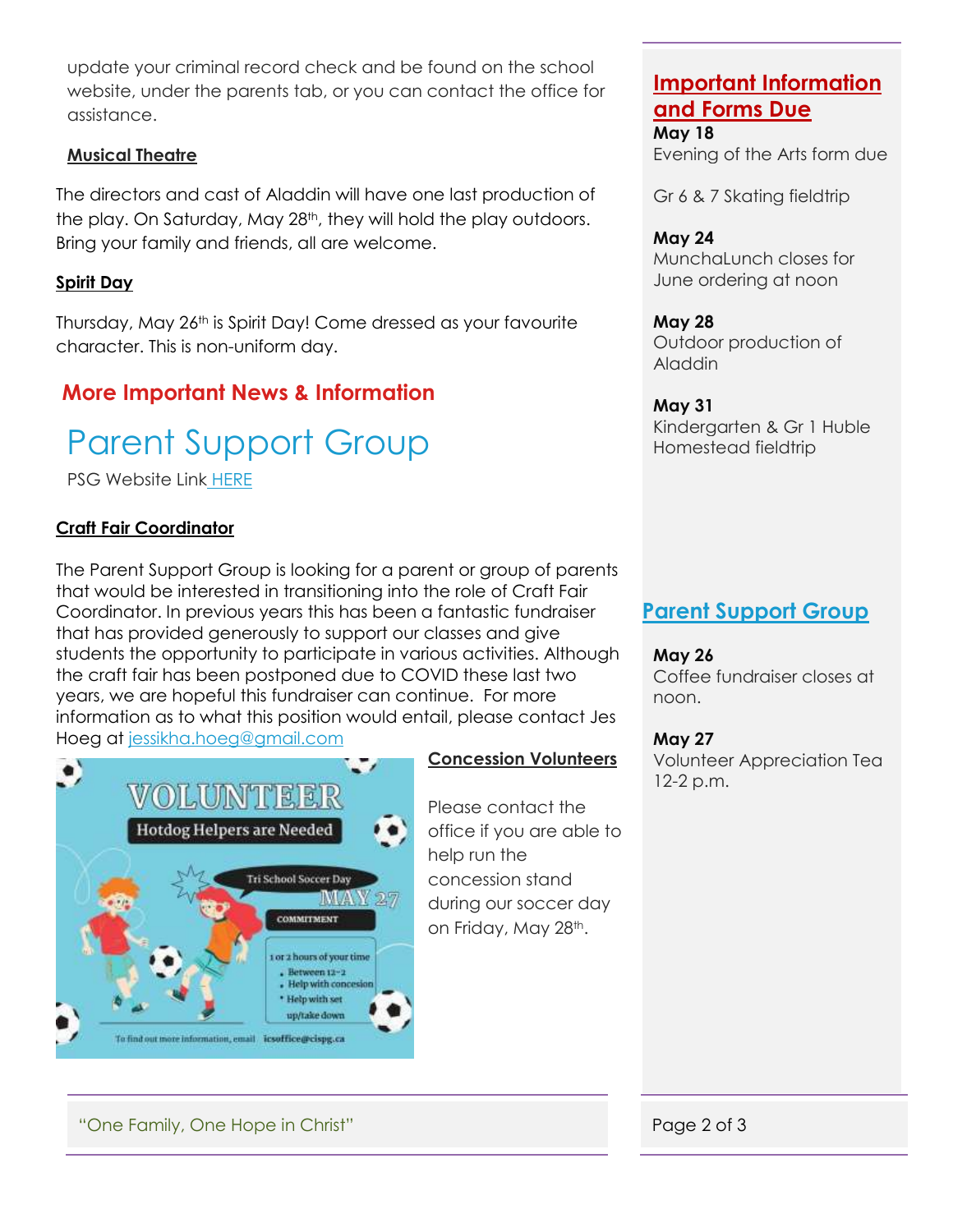update your criminal record check and be found on the school website, under the parents tab, or you can contact the office for assistance.

**Musical Theatre**

The directors and cast of Aladdin will have one last production of the play. On Saturday, May 28th, they will hold the play outdoors. Bring your family and friends, all are welcome.

**Spirit Day**

Thursday, May 26th is Spirit Day! Come dressed as your favourite character. This is non-uniform day.

## More Important News & Information

# Parent Support Group

PSG Website Link HERE

**Craft Fair Coordinator**

The Parent Support Group is looking for a parent or group of parents that would be interested in transitioning into the role of Craft Fair Coordinator. In previous years this has been a fantastic fundraiser that has provided generously to support our classes and give students the opportunity to participate in various activities. Although the craft fair has been postponed due to COVID these last two years, we are hopeful this fundraiser can continue. For more information as to what this position would entail, please contact Jes Hoeg at jessikha.hoeg@gmail.com

VOLUNTEER

Hotdog Helpers are Needed

Tri School Soccer Day

MAY 27

COMMITMENT

1 or 2 hours of your time
- Between 12-2
- Help with concesion
- Help with set up/take down

To find out more information, email icsoffice@cispg.ca

**Concession Volunteers**

Please contact the office if you are able to help run the concession stand during our soccer day on Friday, May 28th.

## Important Information and Forms Due

**May 18**
Evening of the Arts form due

Gr 6 & 7 Skating fieldtrip

**May 24**
MunchaLunch closes for June ordering at noon

**May 28**
Outdoor production of Aladdin

**May 31**
Kindergarten & Gr 1 Huble Homestead fieldtrip

## Parent Support Group

**May 26**
Coffee fundraiser closes at noon.

**May 27**
Volunteer Appreciation Tea 12-2 p.m.

"One Family, One Hope in Christ"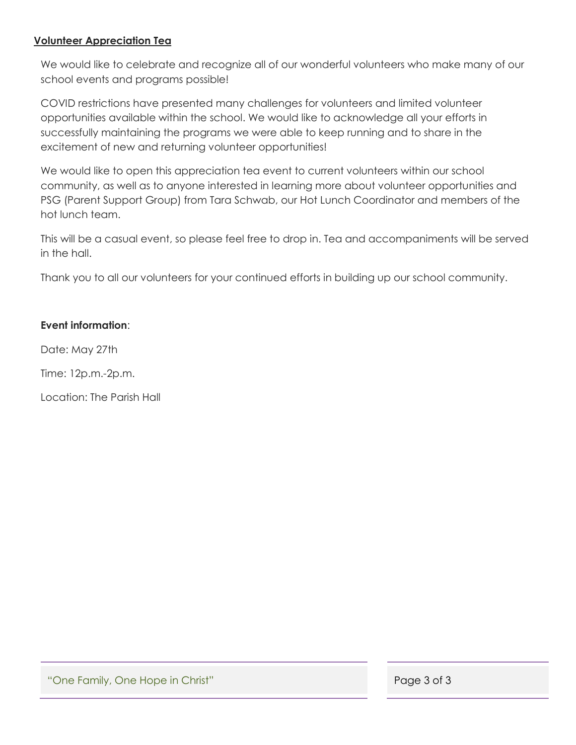## Volunteer Appreciation Tea

We would like to celebrate and recognize all of our wonderful volunteers who make many of our school events and programs possible!

COVID restrictions have presented many challenges for volunteers and limited volunteer opportunities available within the school. We would like to acknowledge all your efforts in successfully maintaining the programs we were able to keep running and to share in the excitement of new and returning volunteer opportunities!

We would like to open this appreciation tea event to current volunteers within our school community, as well as to anyone interested in learning more about volunteer opportunities and PSG (Parent Support Group) from Tara Schwab, our Hot Lunch Coordinator and members of the hot lunch team.

This will be a casual event, so please feel free to drop in. Tea and accompaniments will be served in the hall.

Thank you to all our volunteers for your continued efforts in building up our school community.

**Event information**:

Date: May 27th

Time: 12p.m.-2p.m.

Location: The Parish Hall